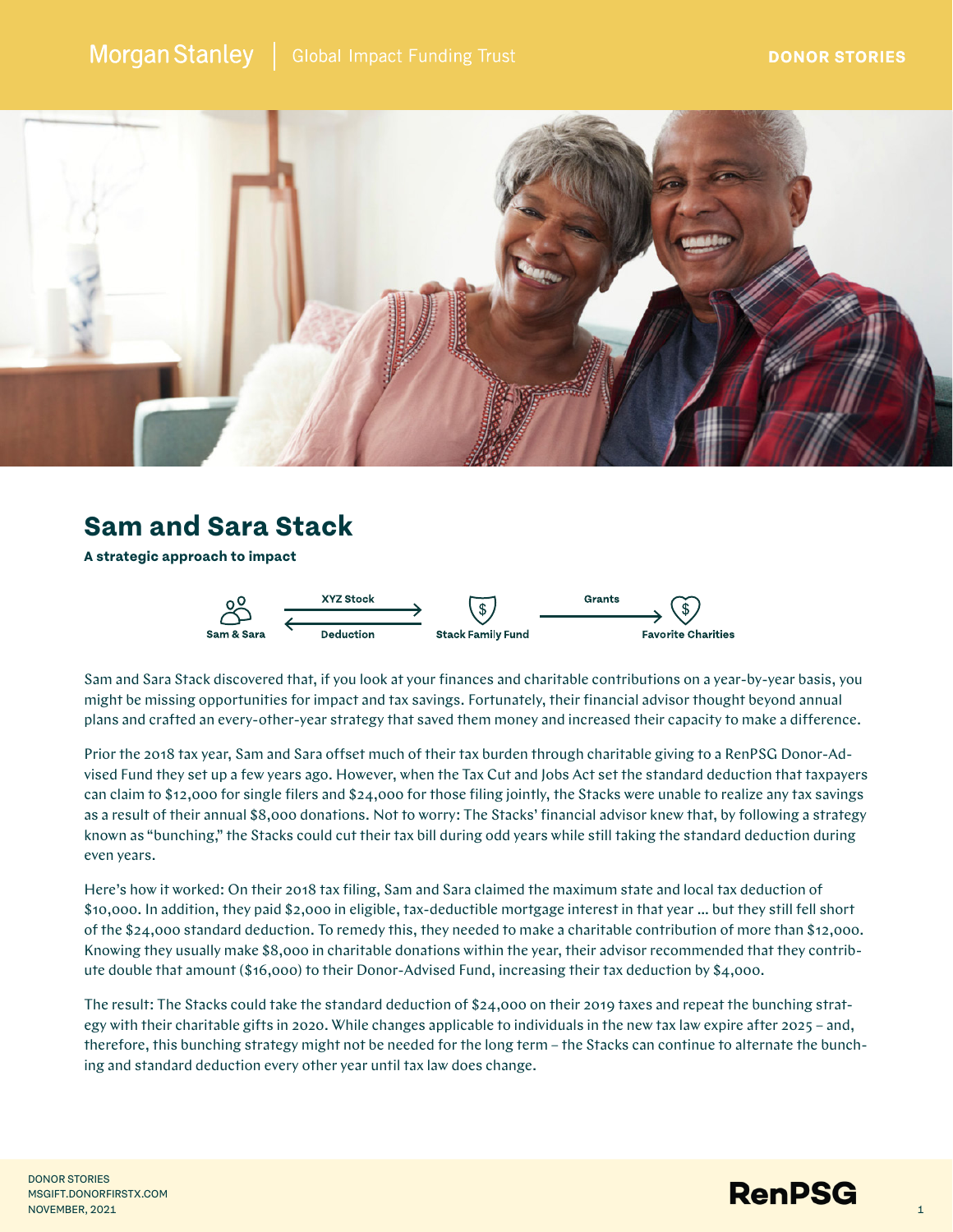Morgan Stanley | Global Impact Funding Trust

DONOR STORIES

# Sam and Sara Stack

**A strategic approach to impact**

Sam & Sara → XYZ Stock → Stack Family Fund → Grants → Favorite Charities
Stack Family Fund → Deduction → Sam & Sara

Sam and Sara Stack discovered that, if you look at your finances and charitable contributions on a year-by-year basis, you might be missing opportunities for impact and tax savings. Fortunately, their financial advisor thought beyond annual plans and crafted an every-other-year strategy that saved them money and increased their capacity to make a difference.

Prior the 2018 tax year, Sam and Sara offset much of their tax burden through charitable giving to a RenPSG Donor-Advised Fund they set up a few years ago. However, when the Tax Cut and Jobs Act set the standard deduction that taxpayers can claim to $12,000 for single filers and $24,000 for those filing jointly, the Stacks were unable to realize any tax savings as a result of their annual $8,000 donations. Not to worry: The Stacks' financial advisor knew that, by following a strategy known as "bunching," the Stacks could cut their tax bill during odd years while still taking the standard deduction during even years.

Here's how it worked: On their 2018 tax filing, Sam and Sara claimed the maximum state and local tax deduction of $10,000. In addition, they paid $2,000 in eligible, tax-deductible mortgage interest in that year ... but they still fell short of the $24,000 standard deduction. To remedy this, they needed to make a charitable contribution of more than $12,000. Knowing they usually make $8,000 in charitable donations within the year, their advisor recommended that they contribute double that amount ($16,000) to their Donor-Advised Fund, increasing their tax deduction by $4,000.

The result: The Stacks could take the standard deduction of $24,000 on their 2019 taxes and repeat the bunching strategy with their charitable gifts in 2020. While changes applicable to individuals in the new tax law expire after 2025 – and, therefore, this bunching strategy might not be needed for the long term – the Stacks can continue to alternate the bunching and standard deduction every other year until tax law does change.

DONOR STORIES
MSGIFT.DONORFIRSTX.COM
NOVEMBER, 2021

RenPSG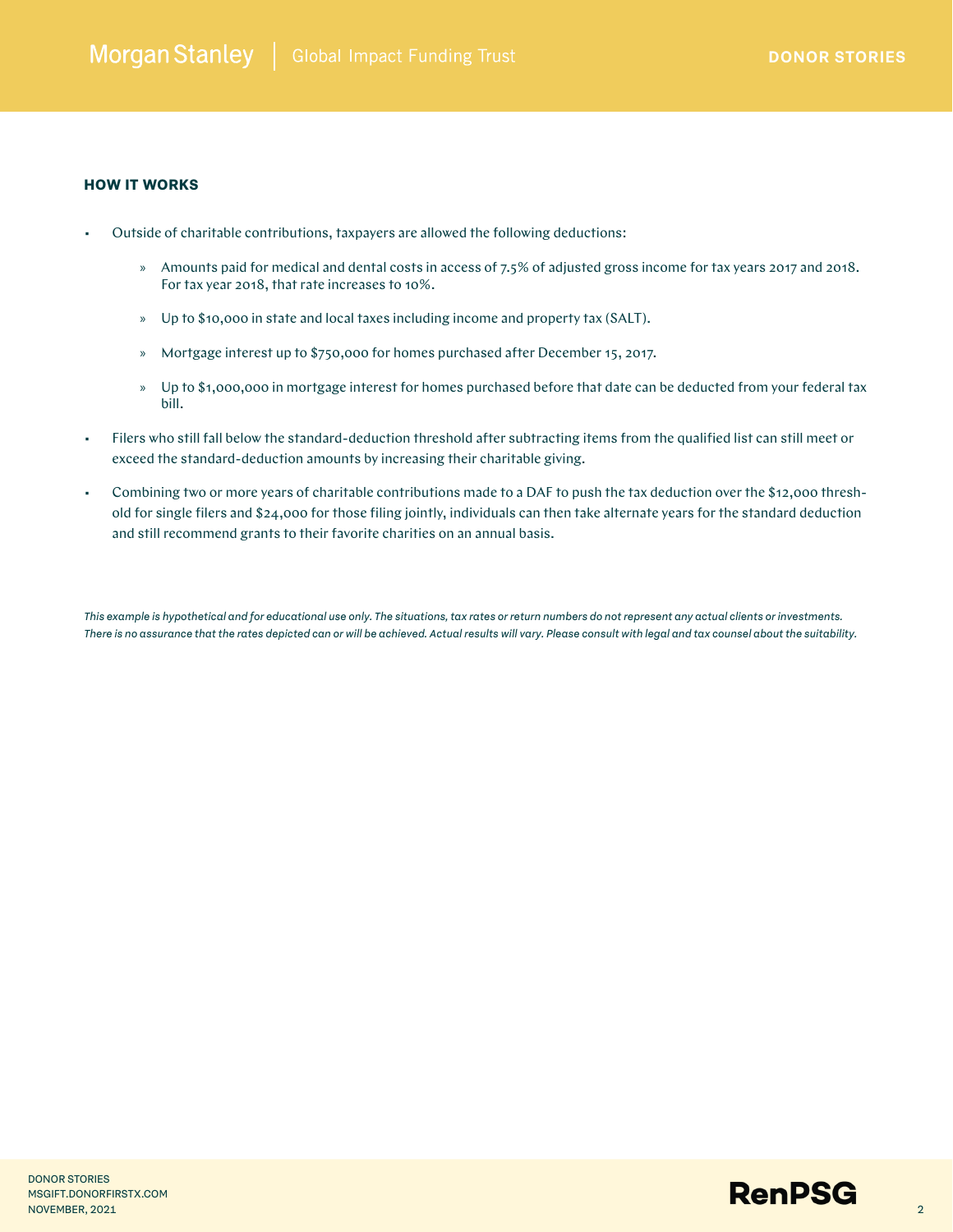## HOW IT WORKS

- Outside of charitable contributions, taxpayers are allowed the following deductions:
  - Amounts paid for medical and dental costs in access of 7.5% of adjusted gross income for tax years 2017 and 2018. For tax year 2018, that rate increases to 10%.
  - Up to $10,000 in state and local taxes including income and property tax (SALT).
  - Mortgage interest up to $750,000 for homes purchased after December 15, 2017.
  - Up to $1,000,000 in mortgage interest for homes purchased before that date can be deducted from your federal tax bill.
- Filers who still fall below the standard-deduction threshold after subtracting items from the qualified list can still meet or exceed the standard-deduction amounts by increasing their charitable giving.
- Combining two or more years of charitable contributions made to a DAF to push the tax deduction over the $12,000 threshold for single filers and $24,000 for those filing jointly, individuals can then take alternate years for the standard deduction and still recommend grants to their favorite charities on an annual basis.

*This example is hypothetical and for educational use only. The situations, tax rates or return numbers do not represent any actual clients or investments. There is no assurance that the rates depicted can or will be achieved. Actual results will vary. Please consult with legal and tax counsel about the suitability.*